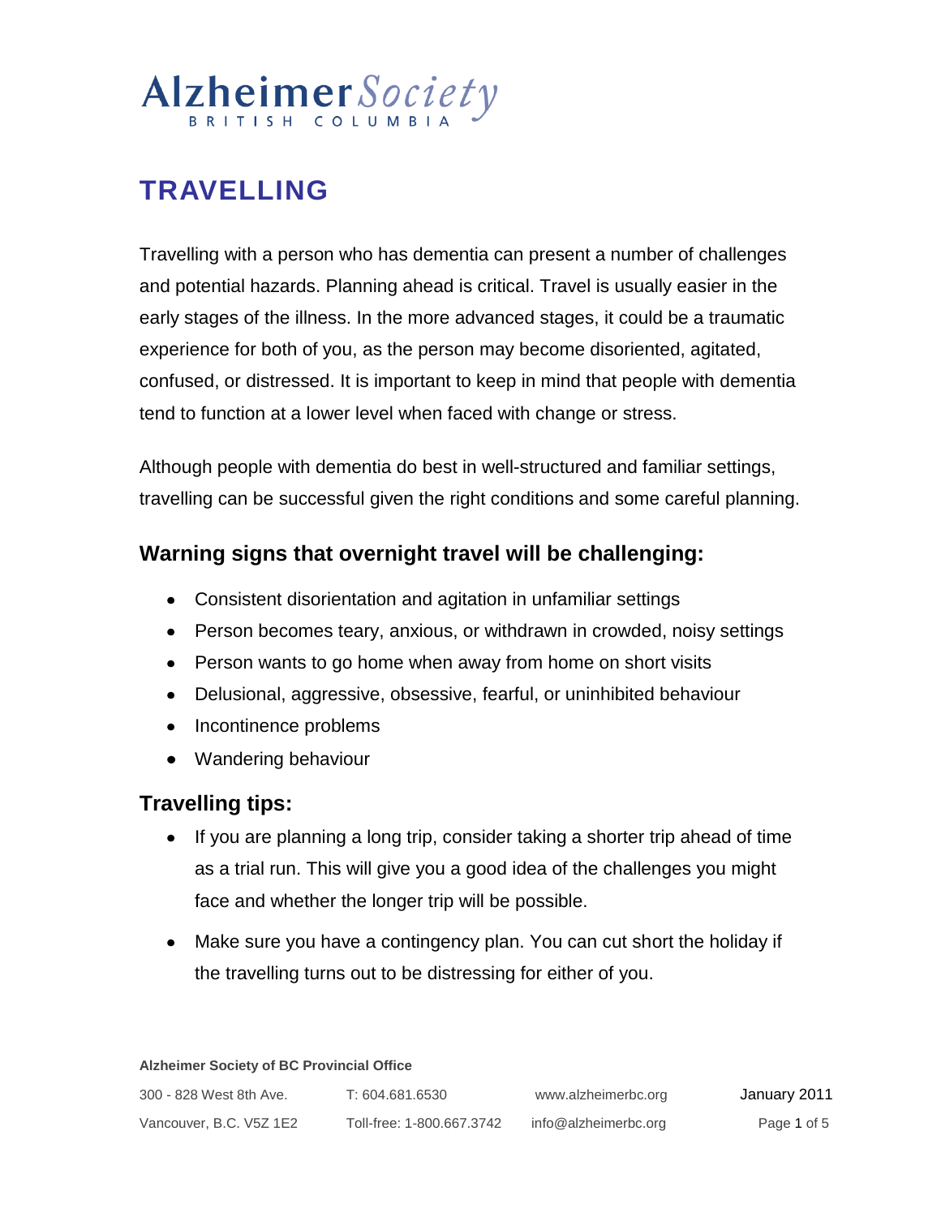Alzheimer Society
BRITISH COLUMBIA

# TRAVELLING

Travelling with a person who has dementia can present a number of challenges and potential hazards. Planning ahead is critical. Travel is usually easier in the early stages of the illness. In the more advanced stages, it could be a traumatic experience for both of you, as the person may become disoriented, agitated, confused, or distressed. It is important to keep in mind that people with dementia tend to function at a lower level when faced with change or stress.

Although people with dementia do best in well-structured and familiar settings, travelling can be successful given the right conditions and some careful planning.

## Warning signs that overnight travel will be challenging:

- Consistent disorientation and agitation in unfamiliar settings
- Person becomes teary, anxious, or withdrawn in crowded, noisy settings
- Person wants to go home when away from home on short visits
- Delusional, aggressive, obsessive, fearful, or uninhibited behaviour
- Incontinence problems
- Wandering behaviour

## Travelling tips:

- If you are planning a long trip, consider taking a shorter trip ahead of time as a trial run. This will give you a good idea of the challenges you might face and whether the longer trip will be possible.
- Make sure you have a contingency plan. You can cut short the holiday if the travelling turns out to be distressing for either of you.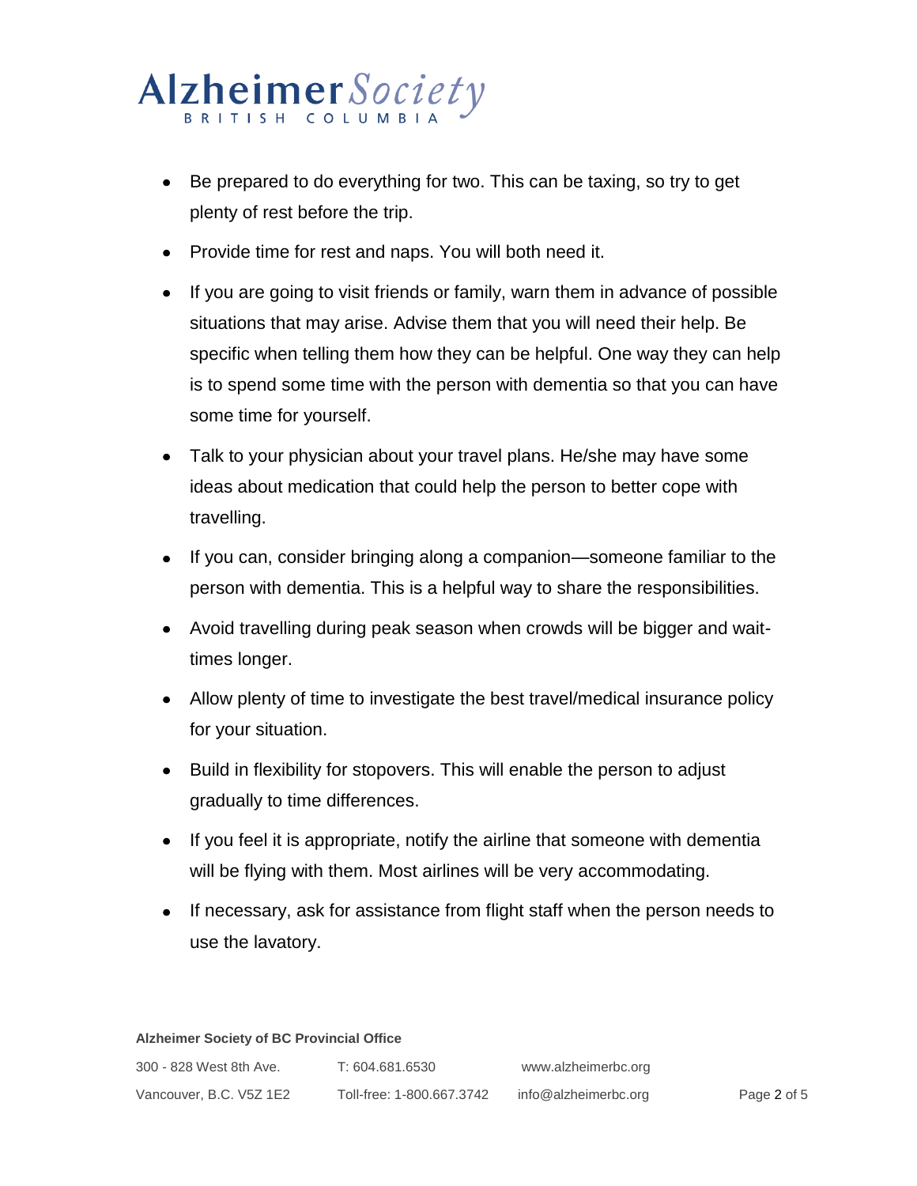- Be prepared to do everything for two. This can be taxing, so try to get plenty of rest before the trip.
- Provide time for rest and naps. You will both need it.
- If you are going to visit friends or family, warn them in advance of possible situations that may arise. Advise them that you will need their help. Be specific when telling them how they can be helpful. One way they can help is to spend some time with the person with dementia so that you can have some time for yourself.
- Talk to your physician about your travel plans. He/she may have some ideas about medication that could help the person to better cope with travelling.
- If you can, consider bringing along a companion—someone familiar to the person with dementia. This is a helpful way to share the responsibilities.
- Avoid travelling during peak season when crowds will be bigger and wait-times longer.
- Allow plenty of time to investigate the best travel/medical insurance policy for your situation.
- Build in flexibility for stopovers. This will enable the person to adjust gradually to time differences.
- If you feel it is appropriate, notify the airline that someone with dementia will be flying with them. Most airlines will be very accommodating.
- If necessary, ask for assistance from flight staff when the person needs to use the lavatory.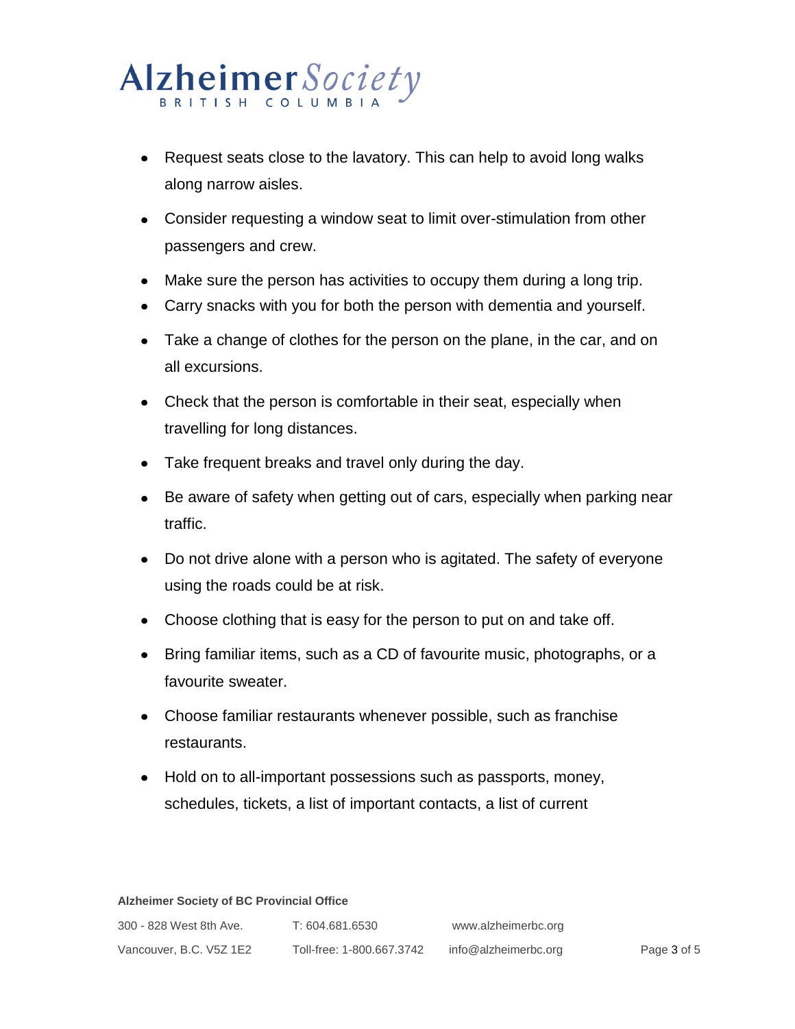- Request seats close to the lavatory. This can help to avoid long walks along narrow aisles.
- Consider requesting a window seat to limit over-stimulation from other passengers and crew.
- Make sure the person has activities to occupy them during a long trip.
- Carry snacks with you for both the person with dementia and yourself.
- Take a change of clothes for the person on the plane, in the car, and on all excursions.
- Check that the person is comfortable in their seat, especially when travelling for long distances.
- Take frequent breaks and travel only during the day.
- Be aware of safety when getting out of cars, especially when parking near traffic.
- Do not drive alone with a person who is agitated. The safety of everyone using the roads could be at risk.
- Choose clothing that is easy for the person to put on and take off.
- Bring familiar items, such as a CD of favourite music, photographs, or a favourite sweater.
- Choose familiar restaurants whenever possible, such as franchise restaurants.
- Hold on to all-important possessions such as passports, money, schedules, tickets, a list of important contacts, a list of current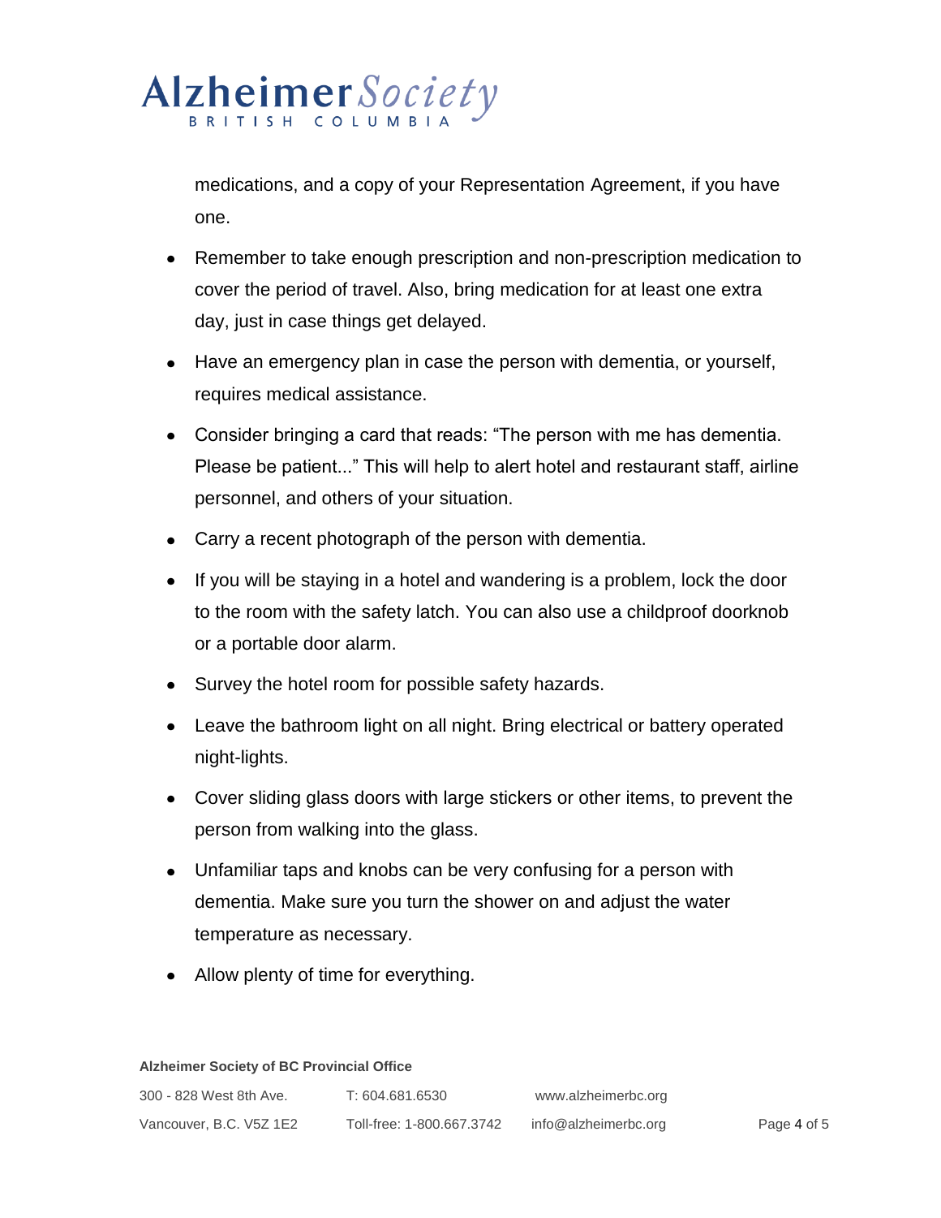medications, and a copy of your Representation Agreement, if you have one.

- Remember to take enough prescription and non-prescription medication to cover the period of travel. Also, bring medication for at least one extra day, just in case things get delayed.
- Have an emergency plan in case the person with dementia, or yourself, requires medical assistance.
- Consider bringing a card that reads: "The person with me has dementia. Please be patient..." This will help to alert hotel and restaurant staff, airline personnel, and others of your situation.
- Carry a recent photograph of the person with dementia.
- If you will be staying in a hotel and wandering is a problem, lock the door to the room with the safety latch. You can also use a childproof doorknob or a portable door alarm.
- Survey the hotel room for possible safety hazards.
- Leave the bathroom light on all night. Bring electrical or battery operated night-lights.
- Cover sliding glass doors with large stickers or other items, to prevent the person from walking into the glass.
- Unfamiliar taps and knobs can be very confusing for a person with dementia. Make sure you turn the shower on and adjust the water temperature as necessary.
- Allow plenty of time for everything.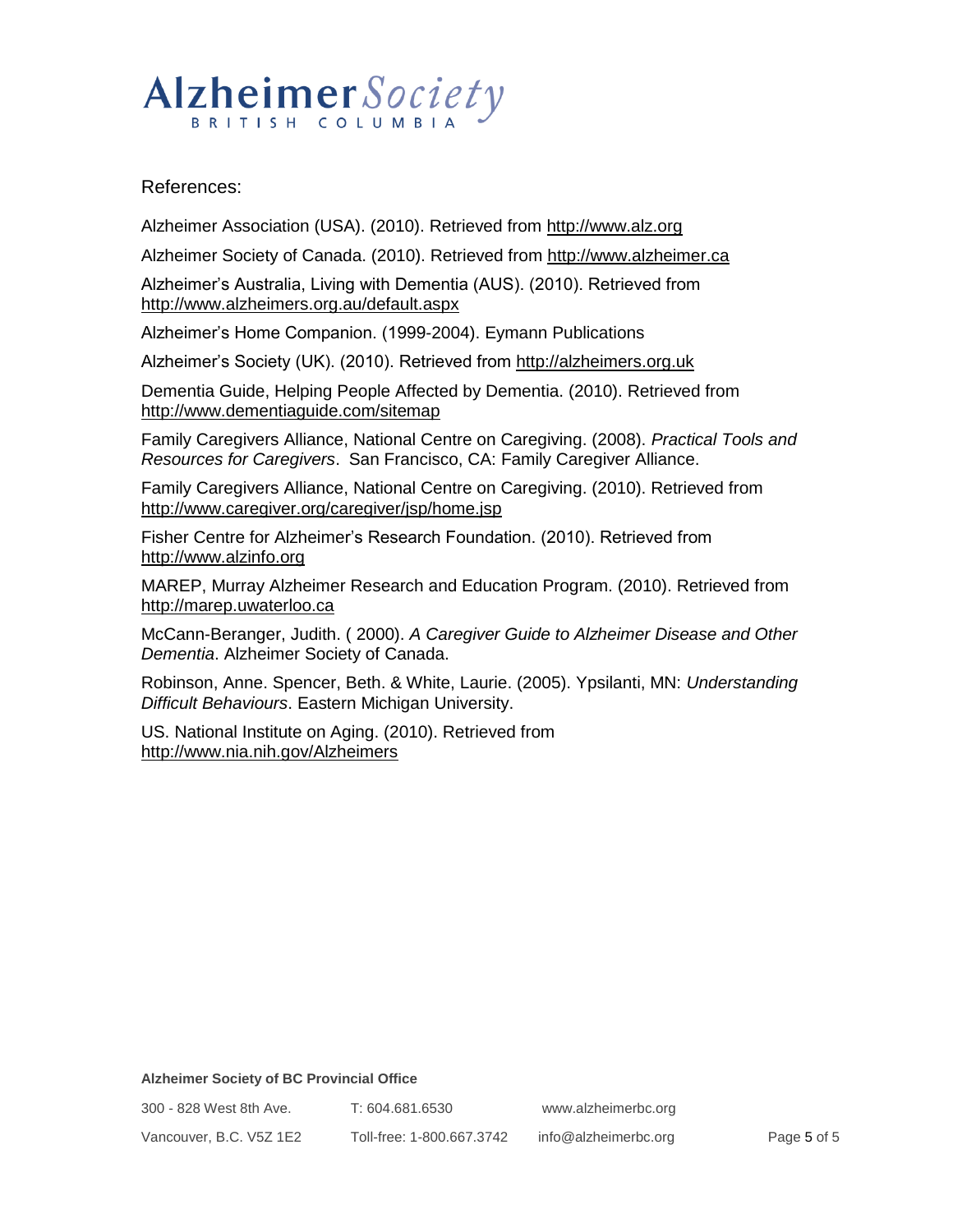Alzheimer Society
BRITISH COLUMBIA

References:

Alzheimer Association (USA). (2010). Retrieved from http://www.alz.org

Alzheimer Society of Canada. (2010). Retrieved from http://www.alzheimer.ca

Alzheimer's Australia, Living with Dementia (AUS). (2010). Retrieved from http://www.alzheimers.org.au/default.aspx

Alzheimer's Home Companion. (1999-2004). Eymann Publications

Alzheimer's Society (UK). (2010). Retrieved from http://alzheimers.org.uk

Dementia Guide, Helping People Affected by Dementia. (2010). Retrieved from http://www.dementiaguide.com/sitemap

Family Caregivers Alliance, National Centre on Caregiving. (2008). *Practical Tools and Resources for Caregivers*. San Francisco, CA: Family Caregiver Alliance.

Family Caregivers Alliance, National Centre on Caregiving. (2010). Retrieved from http://www.caregiver.org/caregiver/jsp/home.jsp

Fisher Centre for Alzheimer's Research Foundation. (2010). Retrieved from http://www.alzinfo.org

MAREP, Murray Alzheimer Research and Education Program. (2010). Retrieved from http://marep.uwaterloo.ca

McCann-Beranger, Judith. ( 2000). *A Caregiver Guide to Alzheimer Disease and Other Dementia*. Alzheimer Society of Canada.

Robinson, Anne. Spencer, Beth. & White, Laurie. (2005). Ypsilanti, MN: *Understanding Difficult Behaviours*. Eastern Michigan University.

US. National Institute on Aging. (2010). Retrieved from http://www.nia.nih.gov/Alzheimers

**Alzheimer Society of BC Provincial Office**

300 - 828 West 8th Ave. T: 604.681.6530 www.alzheimerbc.org

Vancouver, B.C. V5Z 1E2 Toll-free: 1-800.667.3742 info@alzheimerbc.org